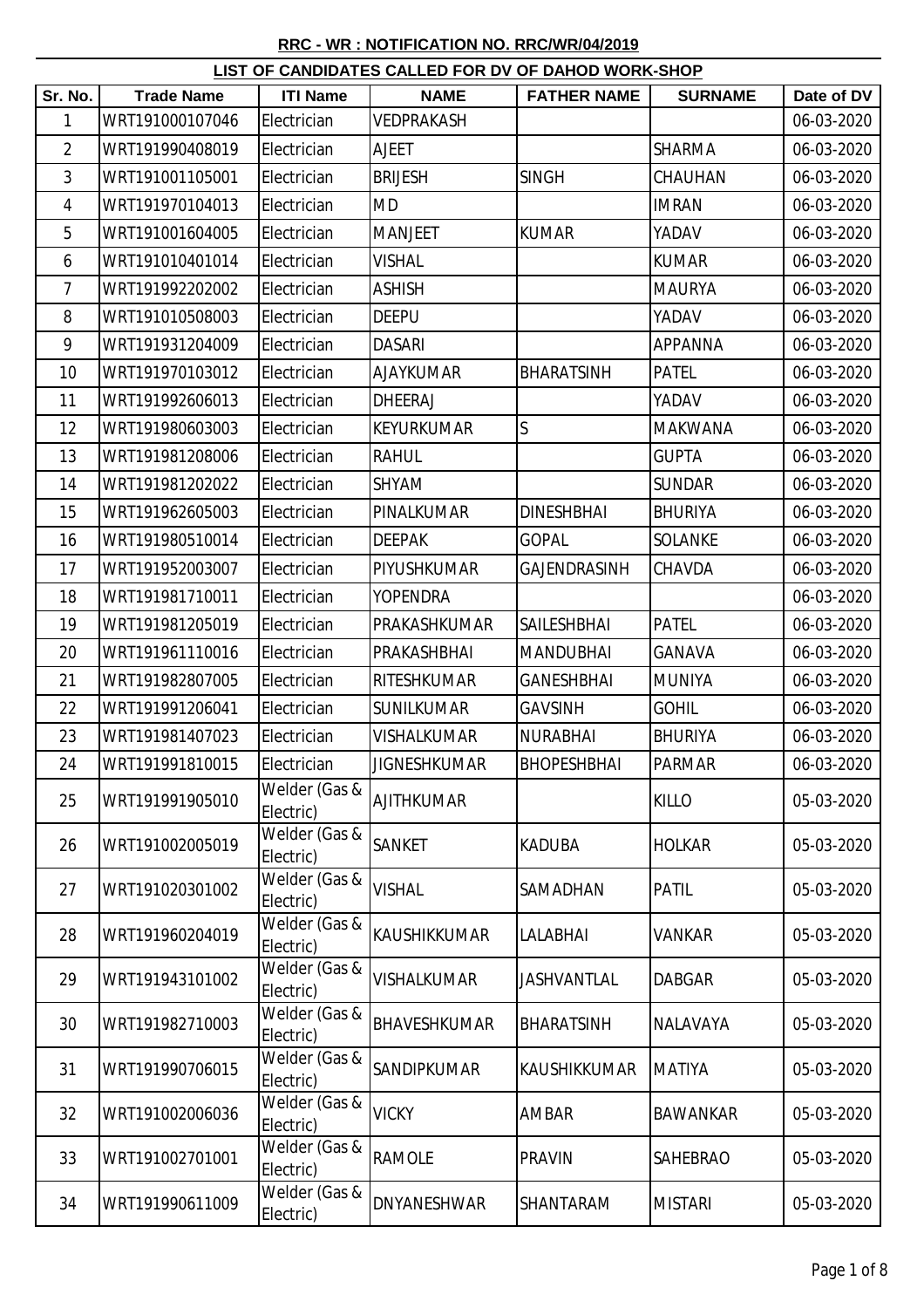**RRC - WR : NOTIFICATION NO. RRC/WR/04/2019**

**LIST OF CANDIDATES CALLED FOR DV OF DAHOD WORK-SHOP**

| Sr. No. | Trade Name | ITI Name | NAME | FATHER NAME | SURNAME | Date of DV |
|---|---|---|---|---|---|---|
| 1 | WRT191000107046 | Electrician | VEDPRAKASH | | | 06-03-2020 |
| 2 | WRT191990408019 | Electrician | AJEET | | SHARMA | 06-03-2020 |
| 3 | WRT191001105001 | Electrician | BRIJESH | SINGH | CHAUHAN | 06-03-2020 |
| 4 | WRT191970104013 | Electrician | MD | | IMRAN | 06-03-2020 |
| 5 | WRT191001604005 | Electrician | MANJEET | KUMAR | YADAV | 06-03-2020 |
| 6 | WRT191010401014 | Electrician | VISHAL | | KUMAR | 06-03-2020 |
| 7 | WRT191992202002 | Electrician | ASHISH | | MAURYA | 06-03-2020 |
| 8 | WRT191010508003 | Electrician | DEEPU | | YADAV | 06-03-2020 |
| 9 | WRT191931204009 | Electrician | DASARI | | APPANNA | 06-03-2020 |
| 10 | WRT191970103012 | Electrician | AJAYKUMAR | BHARATSINH | PATEL | 06-03-2020 |
| 11 | WRT191992606013 | Electrician | DHEERAJ | | YADAV | 06-03-2020 |
| 12 | WRT191980603003 | Electrician | KEYURKUMAR | S | MAKWANA | 06-03-2020 |
| 13 | WRT191981208006 | Electrician | RAHUL | | GUPTA | 06-03-2020 |
| 14 | WRT191981202022 | Electrician | SHYAM | | SUNDAR | 06-03-2020 |
| 15 | WRT191962605003 | Electrician | PINALKUMAR | DINESHBHAI | BHURIYA | 06-03-2020 |
| 16 | WRT191980510014 | Electrician | DEEPAK | GOPAL | SOLANKE | 06-03-2020 |
| 17 | WRT191952003007 | Electrician | PIYUSHKUMAR | GAJENDRASINH | CHAVDA | 06-03-2020 |
| 18 | WRT191981710011 | Electrician | YOPENDRA | | | 06-03-2020 |
| 19 | WRT191981205019 | Electrician | PRAKASHKUMAR | SAILESHBHAI | PATEL | 06-03-2020 |
| 20 | WRT191961110016 | Electrician | PRAKASHBHAI | MANDUBHAI | GANAVA | 06-03-2020 |
| 21 | WRT191982807005 | Electrician | RITESHKUMAR | GANESHBHAI | MUNIYA | 06-03-2020 |
| 22 | WRT191991206041 | Electrician | SUNILKUMAR | GAVSINH | GOHIL | 06-03-2020 |
| 23 | WRT191981407023 | Electrician | VISHALKUMAR | NURABHAI | BHURIYA | 06-03-2020 |
| 24 | WRT191991810015 | Electrician | JIGNESHKUMAR | BHOPESHBHAI | PARMAR | 06-03-2020 |
| 25 | WRT191991905010 | Welder (Gas & Electric) | AJITHKUMAR | | KILLO | 05-03-2020 |
| 26 | WRT191002005019 | Welder (Gas & Electric) | SANKET | KADUBA | HOLKAR | 05-03-2020 |
| 27 | WRT191020301002 | Welder (Gas & Electric) | VISHAL | SAMADHAN | PATIL | 05-03-2020 |
| 28 | WRT191960204019 | Welder (Gas & Electric) | KAUSHIKKUMAR | LALABHAI | VANKAR | 05-03-2020 |
| 29 | WRT191943101002 | Welder (Gas & Electric) | VISHALKUMAR | JASHVANTLAL | DABGAR | 05-03-2020 |
| 30 | WRT191982710003 | Welder (Gas & Electric) | BHAVESHKUMAR | BHARATSINH | NALAVAYA | 05-03-2020 |
| 31 | WRT191990706015 | Welder (Gas & Electric) | SANDIPKUMAR | KAUSHIKKUMAR | MATIYA | 05-03-2020 |
| 32 | WRT191002006036 | Welder (Gas & Electric) | VICKY | AMBAR | BAWANKAR | 05-03-2020 |
| 33 | WRT191002701001 | Welder (Gas & Electric) | RAMOLE | PRAVIN | SAHEBRAO | 05-03-2020 |
| 34 | WRT191990611009 | Welder (Gas & Electric) | DNYANESHWAR | SHANTARAM | MISTARI | 05-03-2020 |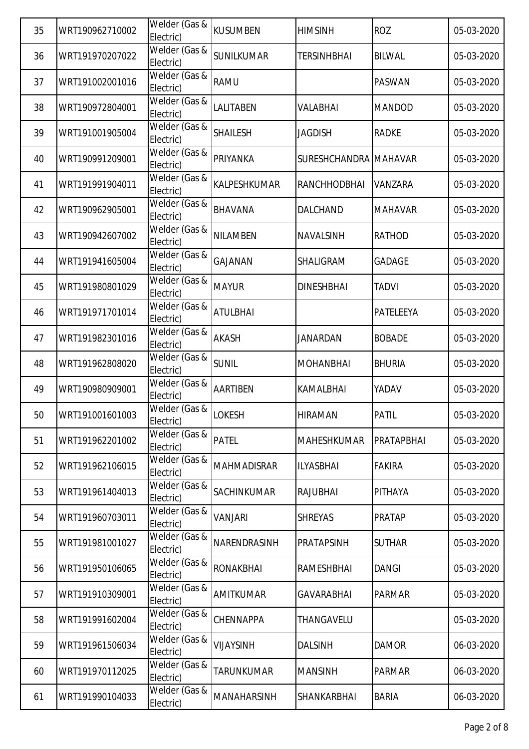| 35 | WRT190962710002 | Welder (Gas & Electric) | KUSUMBEN | HIMSINH | ROZ | 05-03-2020 |
|---|---|---|---|---|---|---|
| 36 | WRT191970207022 | Welder (Gas & Electric) | SUNILKUMAR | TERSINHBHAI | BILWAL | 05-03-2020 |
| 37 | WRT191002001016 | Welder (Gas & Electric) | RAMU | | PASWAN | 05-03-2020 |
| 38 | WRT190972804001 | Welder (Gas & Electric) | LALITABEN | VALABHAI | MANDOD | 05-03-2020 |
| 39 | WRT191001905004 | Welder (Gas & Electric) | SHAILESH | JAGDISH | RADKE | 05-03-2020 |
| 40 | WRT190991209001 | Welder (Gas & Electric) | PRIYANKA | SURESHCHANDRA | MAHAVAR | 05-03-2020 |
| 41 | WRT191991904011 | Welder (Gas & Electric) | KALPESHKUMAR | RANCHHODBHAI | VANZARA | 05-03-2020 |
| 42 | WRT190962905001 | Welder (Gas & Electric) | BHAVANA | DALCHAND | MAHAVAR | 05-03-2020 |
| 43 | WRT190942607002 | Welder (Gas & Electric) | NILAMBEN | NAVALSINH | RATHOD | 05-03-2020 |
| 44 | WRT191941605004 | Welder (Gas & Electric) | GAJANAN | SHALIGRAM | GADAGE | 05-03-2020 |
| 45 | WRT191980801029 | Welder (Gas & Electric) | MAYUR | DINESHBHAI | TADVI | 05-03-2020 |
| 46 | WRT191971701014 | Welder (Gas & Electric) | ATULBHAI | | PATELEEYA | 05-03-2020 |
| 47 | WRT191982301016 | Welder (Gas & Electric) | AKASH | JANARDAN | BOBADE | 05-03-2020 |
| 48 | WRT191962808020 | Welder (Gas & Electric) | SUNIL | MOHANBHAI | BHURIA | 05-03-2020 |
| 49 | WRT190980909001 | Welder (Gas & Electric) | AARTIBEN | KAMALBHAI | YADAV | 05-03-2020 |
| 50 | WRT191001601003 | Welder (Gas & Electric) | LOKESH | HIRAMAN | PATIL | 05-03-2020 |
| 51 | WRT191962201002 | Welder (Gas & Electric) | PATEL | MAHESHKUMAR | PRATAPBHAI | 05-03-2020 |
| 52 | WRT191962106015 | Welder (Gas & Electric) | MAHMADISRAR | ILYASBHAI | FAKIRA | 05-03-2020 |
| 53 | WRT191961404013 | Welder (Gas & Electric) | SACHINKUMAR | RAJUBHAI | PITHAYA | 05-03-2020 |
| 54 | WRT191960703011 | Welder (Gas & Electric) | VANJARI | SHREYAS | PRATAP | 05-03-2020 |
| 55 | WRT191981001027 | Welder (Gas & Electric) | NARENDRASINH | PRATAPSINH | SUTHAR | 05-03-2020 |
| 56 | WRT191950106065 | Welder (Gas & Electric) | RONAKBHAI | RAMESHBHAI | DANGI | 05-03-2020 |
| 57 | WRT191910309001 | Welder (Gas & Electric) | AMITKUMAR | GAVARABHAI | PARMAR | 05-03-2020 |
| 58 | WRT191991602004 | Welder (Gas & Electric) | CHENNAPPA | THANGAVELU | | 05-03-2020 |
| 59 | WRT191961506034 | Welder (Gas & Electric) | VIJAYSINH | DALSINH | DAMOR | 06-03-2020 |
| 60 | WRT191970112025 | Welder (Gas & Electric) | TARUNKUMAR | MANSINH | PARMAR | 06-03-2020 |
| 61 | WRT191990104033 | Welder (Gas & Electric) | MANAHARSINH | SHANKARBHAI | BARIA | 06-03-2020 |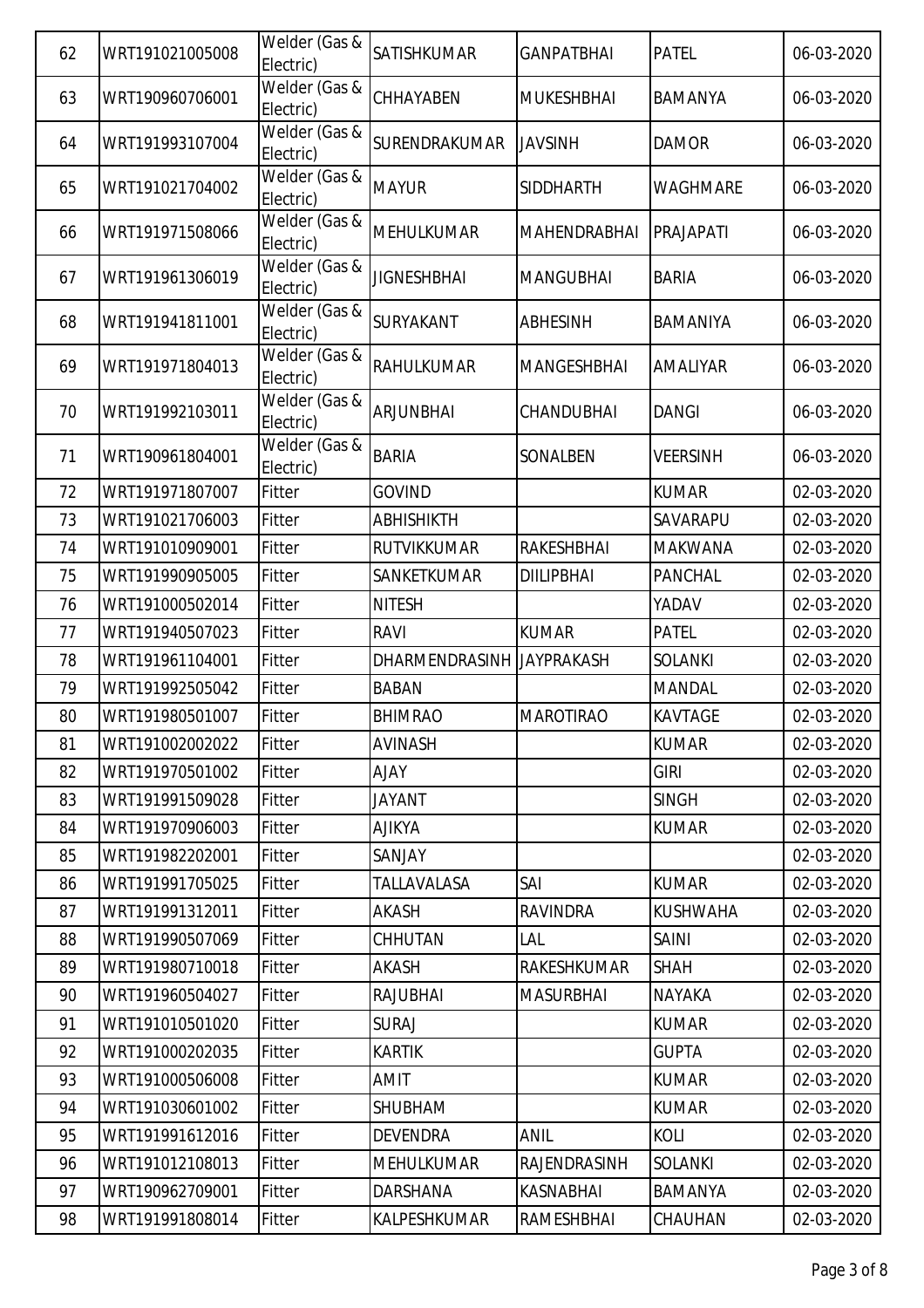| 62 | WRT191021005008 | Welder (Gas & Electric) | SATISHKUMAR | GANPATBHAI | PATEL | 06-03-2020 |
|---|---|---|---|---|---|---|
| 63 | WRT190960706001 | Welder (Gas & Electric) | CHHAYABEN | MUKESHBHAI | BAMANYA | 06-03-2020 |
| 64 | WRT191993107004 | Welder (Gas & Electric) | SURENDRAKUMAR | JAVSINH | DAMOR | 06-03-2020 |
| 65 | WRT191021704002 | Welder (Gas & Electric) | MAYUR | SIDDHARTH | WAGHMARE | 06-03-2020 |
| 66 | WRT191971508066 | Welder (Gas & Electric) | MEHULKUMAR | MAHENDRABHAI | PRAJAPATI | 06-03-2020 |
| 67 | WRT191961306019 | Welder (Gas & Electric) | JIGNESHBHAI | MANGUBHAI | BARIA | 06-03-2020 |
| 68 | WRT191941811001 | Welder (Gas & Electric) | SURYAKANT | ABHESINH | BAMANIYA | 06-03-2020 |
| 69 | WRT191971804013 | Welder (Gas & Electric) | RAHULKUMAR | MANGESHBHAI | AMALIYAR | 06-03-2020 |
| 70 | WRT191992103011 | Welder (Gas & Electric) | ARJUNBHAI | CHANDUBHAI | DANGI | 06-03-2020 |
| 71 | WRT190961804001 | Welder (Gas & Electric) | BARIA | SONALBEN | VEERSINH | 06-03-2020 |
| 72 | WRT191971807007 | Fitter | GOVIND | | KUMAR | 02-03-2020 |
| 73 | WRT191021706003 | Fitter | ABHISHIKTH | | SAVARAPU | 02-03-2020 |
| 74 | WRT191010909001 | Fitter | RUTVIKKUMAR | RAKESHBHAI | MAKWANA | 02-03-2020 |
| 75 | WRT191990905005 | Fitter | SANKETKUMAR | DIILIPBHAI | PANCHAL | 02-03-2020 |
| 76 | WRT191000502014 | Fitter | NITESH | | YADAV | 02-03-2020 |
| 77 | WRT191940507023 | Fitter | RAVI | KUMAR | PATEL | 02-03-2020 |
| 78 | WRT191961104001 | Fitter | DHARMENDRASINH | JAYPRAKASH | SOLANKI | 02-03-2020 |
| 79 | WRT191992505042 | Fitter | BABAN | | MANDAL | 02-03-2020 |
| 80 | WRT191980501007 | Fitter | BHIMRAO | MAROTIRAO | KAVTAGE | 02-03-2020 |
| 81 | WRT191002002022 | Fitter | AVINASH | | KUMAR | 02-03-2020 |
| 82 | WRT191970501002 | Fitter | AJAY | | GIRI | 02-03-2020 |
| 83 | WRT191991509028 | Fitter | JAYANT | | SINGH | 02-03-2020 |
| 84 | WRT191970906003 | Fitter | AJIKYA | | KUMAR | 02-03-2020 |
| 85 | WRT191982202001 | Fitter | SANJAY | | | 02-03-2020 |
| 86 | WRT191991705025 | Fitter | TALLAVALASA | SAI | KUMAR | 02-03-2020 |
| 87 | WRT191991312011 | Fitter | AKASH | RAVINDRA | KUSHWAHA | 02-03-2020 |
| 88 | WRT191990507069 | Fitter | CHHUTAN | LAL | SAINI | 02-03-2020 |
| 89 | WRT191980710018 | Fitter | AKASH | RAKESHKUMAR | SHAH | 02-03-2020 |
| 90 | WRT191960504027 | Fitter | RAJUBHAI | MASURBHAI | NAYAKA | 02-03-2020 |
| 91 | WRT191010501020 | Fitter | SURAJ | | KUMAR | 02-03-2020 |
| 92 | WRT191000202035 | Fitter | KARTIK | | GUPTA | 02-03-2020 |
| 93 | WRT191000506008 | Fitter | AMIT | | KUMAR | 02-03-2020 |
| 94 | WRT191030601002 | Fitter | SHUBHAM | | KUMAR | 02-03-2020 |
| 95 | WRT191991612016 | Fitter | DEVENDRA | ANIL | KOLI | 02-03-2020 |
| 96 | WRT191012108013 | Fitter | MEHULKUMAR | RAJENDRASINH | SOLANKI | 02-03-2020 |
| 97 | WRT190962709001 | Fitter | DARSHANA | KASNABHAI | BAMANYA | 02-03-2020 |
| 98 | WRT191991808014 | Fitter | KALPESHKUMAR | RAMESHBHAI | CHAUHAN | 02-03-2020 |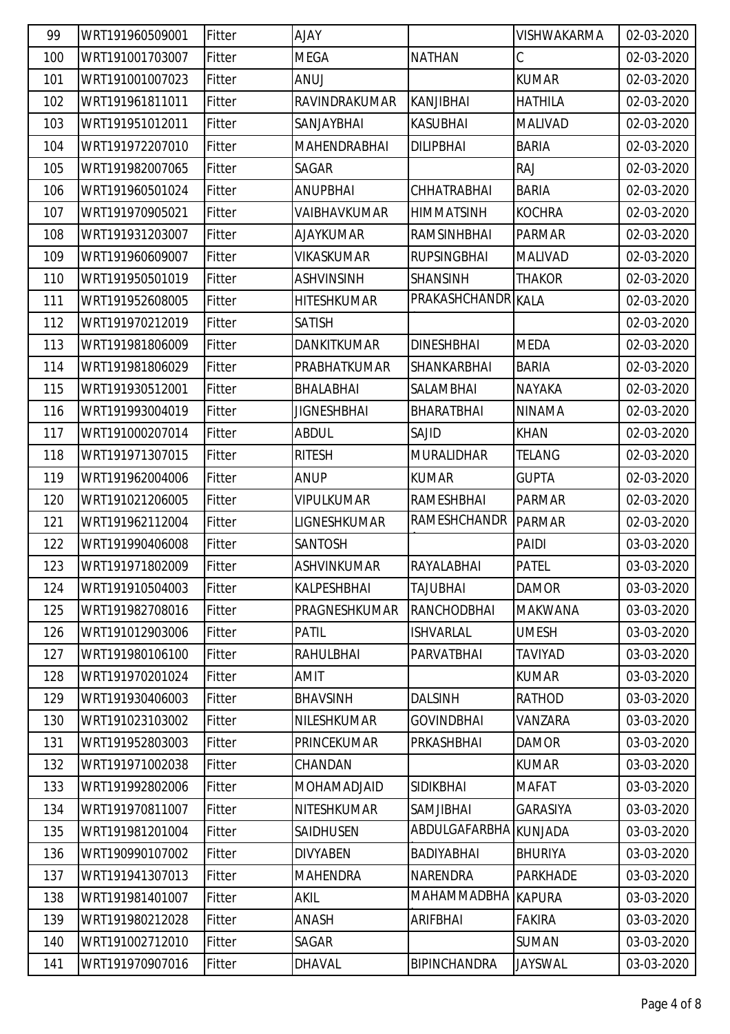| 99 | WRT191960509001 | Fitter | AJAY | | VISHWAKARMA | 02-03-2020 |
|---|---|---|---|---|---|---|
| 100 | WRT191001703007 | Fitter | MEGA | NATHAN | C | 02-03-2020 |
| 101 | WRT191001007023 | Fitter | ANUJ | | KUMAR | 02-03-2020 |
| 102 | WRT191961811011 | Fitter | RAVINDRAKUMAR | KANJIBHAI | HATHILA | 02-03-2020 |
| 103 | WRT191951012011 | Fitter | SANJAYBHAI | KASUBHAI | MALIVAD | 02-03-2020 |
| 104 | WRT191972207010 | Fitter | MAHENDRABHAI | DILIPBHAI | BARIA | 02-03-2020 |
| 105 | WRT191982007065 | Fitter | SAGAR | | RAJ | 02-03-2020 |
| 106 | WRT191960501024 | Fitter | ANUPBHAI | CHHATRABHAI | BARIA | 02-03-2020 |
| 107 | WRT191970905021 | Fitter | VAIBHAVKUMAR | HIMMATSINH | KOCHRA | 02-03-2020 |
| 108 | WRT191931203007 | Fitter | AJAYKUMAR | RAMSINHBHAI | PARMAR | 02-03-2020 |
| 109 | WRT191960609007 | Fitter | VIKASKUMAR | RUPSINGBHAI | MALIVAD | 02-03-2020 |
| 110 | WRT191950501019 | Fitter | ASHVINSINH | SHANSINH | THAKOR | 02-03-2020 |
| 111 | WRT191952608005 | Fitter | HITESHKUMAR | PRAKASHCHANDR | KALA | 02-03-2020 |
| 112 | WRT191970212019 | Fitter | SATISH | | | 02-03-2020 |
| 113 | WRT191981806009 | Fitter | DANKITKUMAR | DINESHBHAI | MEDA | 02-03-2020 |
| 114 | WRT191981806029 | Fitter | PRABHATKUMAR | SHANKARBHAI | BARIA | 02-03-2020 |
| 115 | WRT191930512001 | Fitter | BHALABHAI | SALAMBHAI | NAYAKA | 02-03-2020 |
| 116 | WRT191993004019 | Fitter | JIGNESHBHAI | BHARATBHAI | NINAMA | 02-03-2020 |
| 117 | WRT191000207014 | Fitter | ABDUL | SAJID | KHAN | 02-03-2020 |
| 118 | WRT191971307015 | Fitter | RITESH | MURALIDHAR | TELANG | 02-03-2020 |
| 119 | WRT191962004006 | Fitter | ANUP | KUMAR | GUPTA | 02-03-2020 |
| 120 | WRT191021206005 | Fitter | VIPULKUMAR | RAMESHBHAI | PARMAR | 02-03-2020 |
| 121 | WRT191962112004 | Fitter | LIGNESHKUMAR | RAMESHCHANDR | PARMAR | 02-03-2020 |
| 122 | WRT191990406008 | Fitter | SANTOSH | | PAIDI | 03-03-2020 |
| 123 | WRT191971802009 | Fitter | ASHVINKUMAR | RAYALABHAI | PATEL | 03-03-2020 |
| 124 | WRT191910504003 | Fitter | KALPESHBHAI | TAJUBHAI | DAMOR | 03-03-2020 |
| 125 | WRT191982708016 | Fitter | PRAGNESHKUMAR | RANCHODBHAI | MAKWANA | 03-03-2020 |
| 126 | WRT191012903006 | Fitter | PATIL | ISHVARLAL | UMESH | 03-03-2020 |
| 127 | WRT191980106100 | Fitter | RAHULBHAI | PARVATBHAI | TAVIYAD | 03-03-2020 |
| 128 | WRT191970201024 | Fitter | AMIT | | KUMAR | 03-03-2020 |
| 129 | WRT191930406003 | Fitter | BHAVSINH | DALSINH | RATHOD | 03-03-2020 |
| 130 | WRT191023103002 | Fitter | NILESHKUMAR | GOVINDBHAI | VANZARA | 03-03-2020 |
| 131 | WRT191952803003 | Fitter | PRINCEKUMAR | PRKASHBHAI | DAMOR | 03-03-2020 |
| 132 | WRT191971002038 | Fitter | CHANDAN | | KUMAR | 03-03-2020 |
| 133 | WRT191992802006 | Fitter | MOHAMADJAID | SIDIKBHAI | MAFAT | 03-03-2020 |
| 134 | WRT191970811007 | Fitter | NITESHKUMAR | SAMJIBHAI | GARASIYA | 03-03-2020 |
| 135 | WRT191981201004 | Fitter | SAIDHUSEN | ABDULGAFARBHA | KUNJADA | 03-03-2020 |
| 136 | WRT190990107002 | Fitter | DIVYABEN | BADIYABHAI | BHURIYA | 03-03-2020 |
| 137 | WRT191941307013 | Fitter | MAHENDRA | NARENDRA | PARKHADE | 03-03-2020 |
| 138 | WRT191981401007 | Fitter | AKIL | MAHAMMADBHA | KAPURA | 03-03-2020 |
| 139 | WRT191980212028 | Fitter | ANASH | ARIFBHAI | FAKIRA | 03-03-2020 |
| 140 | WRT191002712010 | Fitter | SAGAR | | SUMAN | 03-03-2020 |
| 141 | WRT191970907016 | Fitter | DHAVAL | BIPINCHANDRA | JAYSWAL | 03-03-2020 |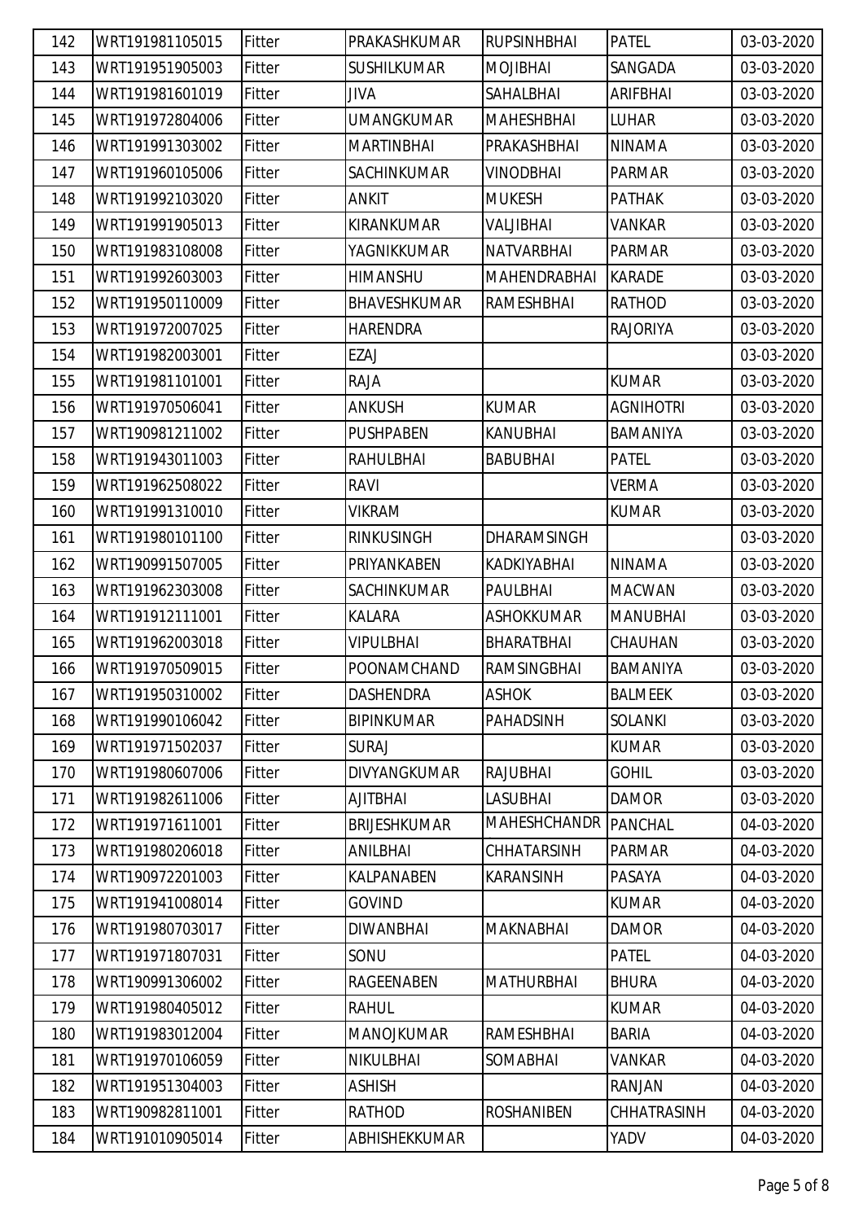| 142 | WRT191981105015 | Fitter | PRAKASHKUMAR | RUPSINHBHAI | PATEL | 03-03-2020 |
|---|---|---|---|---|---|---|
| 143 | WRT191951905003 | Fitter | SUSHILKUMAR | MOJIBHAI | SANGADA | 03-03-2020 |
| 144 | WRT191981601019 | Fitter | JIVA | SAHALBHAI | ARIFBHAI | 03-03-2020 |
| 145 | WRT191972804006 | Fitter | UMANGKUMAR | MAHESHBHAI | LUHAR | 03-03-2020 |
| 146 | WRT191991303002 | Fitter | MARTINBHAI | PRAKASHBHAI | NINAMA | 03-03-2020 |
| 147 | WRT191960105006 | Fitter | SACHINKUMAR | VINODBHAI | PARMAR | 03-03-2020 |
| 148 | WRT191992103020 | Fitter | ANKIT | MUKESH | PATHAK | 03-03-2020 |
| 149 | WRT191991905013 | Fitter | KIRANKUMAR | VALJIBHAI | VANKAR | 03-03-2020 |
| 150 | WRT191983108008 | Fitter | YAGNIKKUMAR | NATVARBHAI | PARMAR | 03-03-2020 |
| 151 | WRT191992603003 | Fitter | HIMANSHU | MAHENDRABHAI | KARADE | 03-03-2020 |
| 152 | WRT191950110009 | Fitter | BHAVESHKUMAR | RAMESHBHAI | RATHOD | 03-03-2020 |
| 153 | WRT191972007025 | Fitter | HARENDRA | | RAJORIYA | 03-03-2020 |
| 154 | WRT191982003001 | Fitter | EZAJ | | | 03-03-2020 |
| 155 | WRT191981101001 | Fitter | RAJA | | KUMAR | 03-03-2020 |
| 156 | WRT191970506041 | Fitter | ANKUSH | KUMAR | AGNIHOTRI | 03-03-2020 |
| 157 | WRT190981211002 | Fitter | PUSHPABEN | KANUBHAI | BAMANIYA | 03-03-2020 |
| 158 | WRT191943011003 | Fitter | RAHULBHAI | BABUBHAI | PATEL | 03-03-2020 |
| 159 | WRT191962508022 | Fitter | RAVI | | VERMA | 03-03-2020 |
| 160 | WRT191991310010 | Fitter | VIKRAM | | KUMAR | 03-03-2020 |
| 161 | WRT191980101100 | Fitter | RINKUSINGH | DHARAMSINGH | | 03-03-2020 |
| 162 | WRT190991507005 | Fitter | PRIYANKABEN | KADKIYABHAI | NINAMA | 03-03-2020 |
| 163 | WRT191962303008 | Fitter | SACHINKUMAR | PAULBHAI | MACWAN | 03-03-2020 |
| 164 | WRT191912111001 | Fitter | KALARA | ASHOKKUMAR | MANUBHAI | 03-03-2020 |
| 165 | WRT191962003018 | Fitter | VIPULBHAI | BHARATBHAI | CHAUHAN | 03-03-2020 |
| 166 | WRT191970509015 | Fitter | POONAMCHAND | RAMSINGBHAI | BAMANIYA | 03-03-2020 |
| 167 | WRT191950310002 | Fitter | DASHENDRA | ASHOK | BALMEEK | 03-03-2020 |
| 168 | WRT191990106042 | Fitter | BIPINKUMAR | PAHADSINH | SOLANKI | 03-03-2020 |
| 169 | WRT191971502037 | Fitter | SURAJ | | KUMAR | 03-03-2020 |
| 170 | WRT191980607006 | Fitter | DIVYANGKUMAR | RAJUBHAI | GOHIL | 03-03-2020 |
| 171 | WRT191982611006 | Fitter | AJITBHAI | LASUBHAI | DAMOR | 03-03-2020 |
| 172 | WRT191971611001 | Fitter | BRIJESHKUMAR | MAHESHCHANDR | PANCHAL | 04-03-2020 |
| 173 | WRT191980206018 | Fitter | ANILBHAI | CHHATARSINH | PARMAR | 04-03-2020 |
| 174 | WRT190972201003 | Fitter | KALPANABEN | KARANSINH | PASAYA | 04-03-2020 |
| 175 | WRT191941008014 | Fitter | GOVIND | | KUMAR | 04-03-2020 |
| 176 | WRT191980703017 | Fitter | DIWANBHAI | MAKNABHAI | DAMOR | 04-03-2020 |
| 177 | WRT191971807031 | Fitter | SONU | | PATEL | 04-03-2020 |
| 178 | WRT190991306002 | Fitter | RAGEENABEN | MATHURBHAI | BHURA | 04-03-2020 |
| 179 | WRT191980405012 | Fitter | RAHUL | | KUMAR | 04-03-2020 |
| 180 | WRT191983012004 | Fitter | MANOJKUMAR | RAMESHBHAI | BARIA | 04-03-2020 |
| 181 | WRT191970106059 | Fitter | NIKULBHAI | SOMABHAI | VANKAR | 04-03-2020 |
| 182 | WRT191951304003 | Fitter | ASHISH | | RANJAN | 04-03-2020 |
| 183 | WRT190982811001 | Fitter | RATHOD | ROSHANIBEN | CHHATRASINH | 04-03-2020 |
| 184 | WRT191010905014 | Fitter | ABHISHEKKUMAR | | YADV | 04-03-2020 |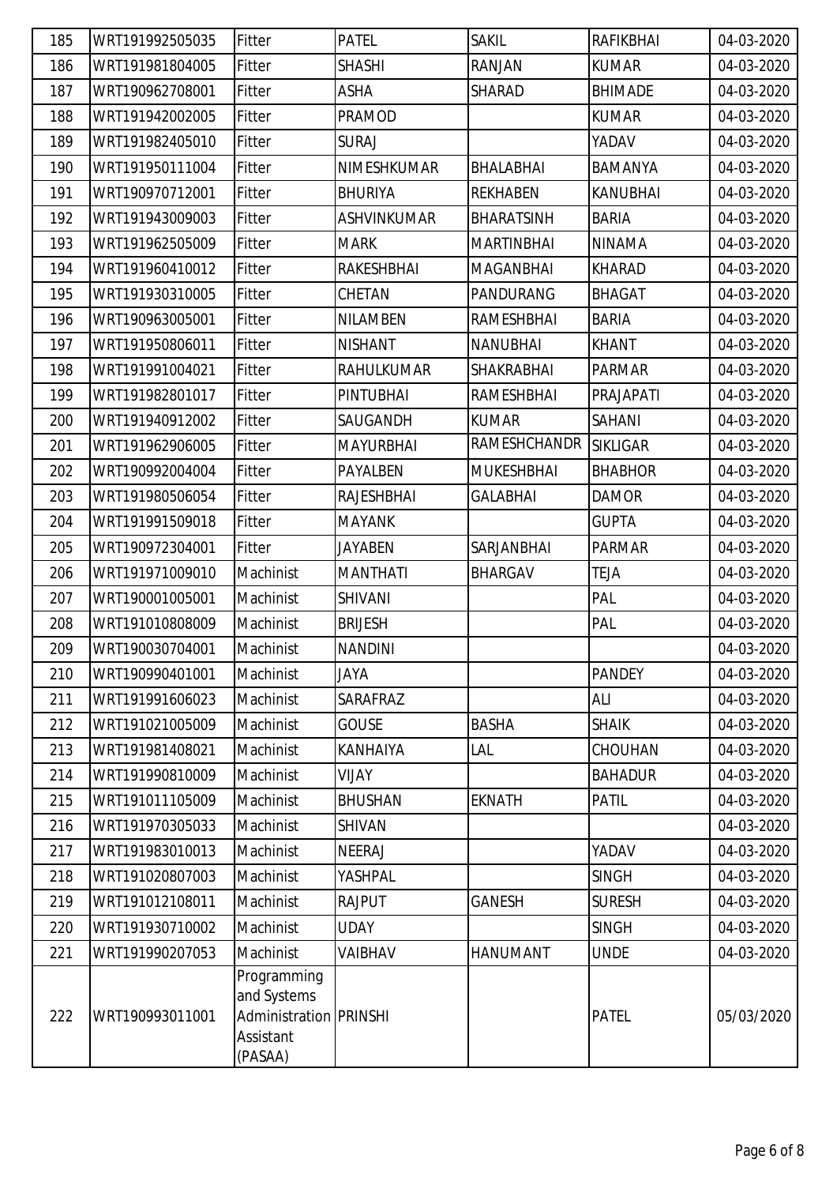| 185 | WRT191992505035 | Fitter | PATEL | SAKIL | RAFIKBHAI | 04-03-2020 |
|---|---|---|---|---|---|---|
| 186 | WRT191981804005 | Fitter | SHASHI | RANJAN | KUMAR | 04-03-2020 |
| 187 | WRT190962708001 | Fitter | ASHA | SHARAD | BHIMADE | 04-03-2020 |
| 188 | WRT191942002005 | Fitter | PRAMOD | | KUMAR | 04-03-2020 |
| 189 | WRT191982405010 | Fitter | SURAJ | | YADAV | 04-03-2020 |
| 190 | WRT191950111004 | Fitter | NIMESHKUMAR | BHALABHAI | BAMANYA | 04-03-2020 |
| 191 | WRT190970712001 | Fitter | BHURIYA | REKHABEN | KANUBHAI | 04-03-2020 |
| 192 | WRT191943009003 | Fitter | ASHVINKUMAR | BHARATSINH | BARIA | 04-03-2020 |
| 193 | WRT191962505009 | Fitter | MARK | MARTINBHAI | NINAMA | 04-03-2020 |
| 194 | WRT191960410012 | Fitter | RAKESHBHAI | MAGANBHAI | KHARAD | 04-03-2020 |
| 195 | WRT191930310005 | Fitter | CHETAN | PANDURANG | BHAGAT | 04-03-2020 |
| 196 | WRT190963005001 | Fitter | NILAMBEN | RAMESHBHAI | BARIA | 04-03-2020 |
| 197 | WRT191950806011 | Fitter | NISHANT | NANUBHAI | KHANT | 04-03-2020 |
| 198 | WRT191991004021 | Fitter | RAHULKUMAR | SHAKRABHAI | PARMAR | 04-03-2020 |
| 199 | WRT191982801017 | Fitter | PINTUBHAI | RAMESHBHAI | PRAJAPATI | 04-03-2020 |
| 200 | WRT191940912002 | Fitter | SAUGANDH | KUMAR | SAHANI | 04-03-2020 |
| 201 | WRT191962906005 | Fitter | MAYURBHAI | RAMESHCHANDR | SIKLIGAR | 04-03-2020 |
| 202 | WRT190992004004 | Fitter | PAYALBEN | MUKESHBHAI | BHABHOR | 04-03-2020 |
| 203 | WRT191980506054 | Fitter | RAJESHBHAI | GALABHAI | DAMOR | 04-03-2020 |
| 204 | WRT191991509018 | Fitter | MAYANK | | GUPTA | 04-03-2020 |
| 205 | WRT190972304001 | Fitter | JAYABEN | SARJANBHAI | PARMAR | 04-03-2020 |
| 206 | WRT191971009010 | Machinist | MANTHATI | BHARGAV | TEJA | 04-03-2020 |
| 207 | WRT190001005001 | Machinist | SHIVANI | | PAL | 04-03-2020 |
| 208 | WRT191010808009 | Machinist | BRIJESH | | PAL | 04-03-2020 |
| 209 | WRT190030704001 | Machinist | NANDINI | | | 04-03-2020 |
| 210 | WRT190990401001 | Machinist | JAYA | | PANDEY | 04-03-2020 |
| 211 | WRT191991606023 | Machinist | SARAFRAZ | | ALI | 04-03-2020 |
| 212 | WRT191021005009 | Machinist | GOUSE | BASHA | SHAIK | 04-03-2020 |
| 213 | WRT191981408021 | Machinist | KANHAIYA | LAL | CHOUHAN | 04-03-2020 |
| 214 | WRT191990810009 | Machinist | VIJAY | | BAHADUR | 04-03-2020 |
| 215 | WRT191011105009 | Machinist | BHUSHAN | EKNATH | PATIL | 04-03-2020 |
| 216 | WRT191970305033 | Machinist | SHIVAN | | | 04-03-2020 |
| 217 | WRT191983010013 | Machinist | NEERAJ | | YADAV | 04-03-2020 |
| 218 | WRT191020807003 | Machinist | YASHPAL | | SINGH | 04-03-2020 |
| 219 | WRT191012108011 | Machinist | RAJPUT | GANESH | SURESH | 04-03-2020 |
| 220 | WRT191930710002 | Machinist | UDAY | | SINGH | 04-03-2020 |
| 221 | WRT191990207053 | Machinist | VAIBHAV | HANUMANT | UNDE | 04-03-2020 |
| 222 | WRT190993011001 | Programming and Systems Administration Assistant (PASAA) | PRINSHI | | PATEL | 05/03/2020 |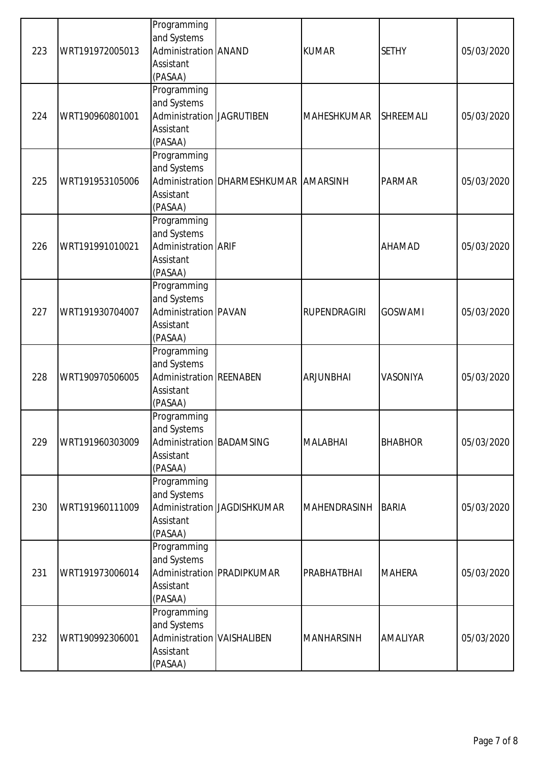| 223 | WRT191972005013 | Programming and Systems Administration Assistant (PASAA) | ANAND | KUMAR | SETHY | 05/03/2020 |
|---|---|---|---|---|---|---|
| 224 | WRT190960801001 | Programming and Systems Administration Assistant (PASAA) | JAGRUTIBEN | MAHESHKUMAR | SHREEMALI | 05/03/2020 |
| 225 | WRT191953105006 | Programming and Systems Administration Assistant (PASAA) | DHARMESHKUMAR | AMARSINH | PARMAR | 05/03/2020 |
| 226 | WRT191991010021 | Programming and Systems Administration Assistant (PASAA) | ARIF | | AHAMAD | 05/03/2020 |
| 227 | WRT191930704007 | Programming and Systems Administration Assistant (PASAA) | PAVAN | RUPENDRAGIRI | GOSWAMI | 05/03/2020 |
| 228 | WRT190970506005 | Programming and Systems Administration Assistant (PASAA) | REENABEN | ARJUNBHAI | VASONIYA | 05/03/2020 |
| 229 | WRT191960303009 | Programming and Systems Administration Assistant (PASAA) | BADAMSING | MALABHAI | BHABHOR | 05/03/2020 |
| 230 | WRT191960111009 | Programming and Systems Administration Assistant (PASAA) | JAGDISHKUMAR | MAHENDRASINH | BARIA | 05/03/2020 |
| 231 | WRT191973006014 | Programming and Systems Administration Assistant (PASAA) | PRADIPKUMAR | PRABHATBHAI | MAHERA | 05/03/2020 |
| 232 | WRT190992306001 | Programming and Systems Administration Assistant (PASAA) | VAISHALIBEN | MANHARSINH | AMALIYAR | 05/03/2020 |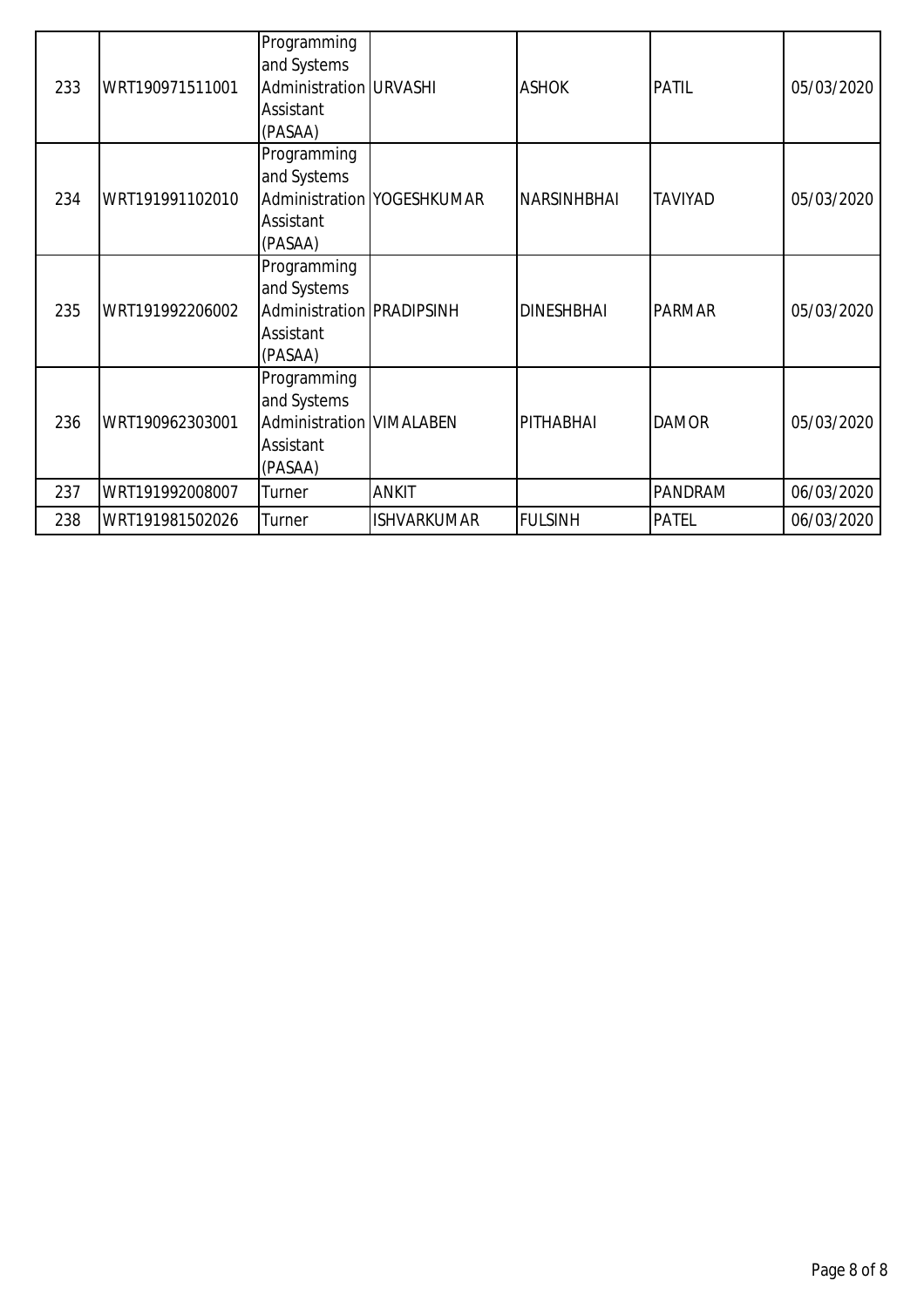| | | | | | | |
|---|---|---|---|---|---|---|
| 233 | WRT190971511001 | Programming and Systems Administration Assistant (PASAA) | URVASHI | ASHOK | PATIL | 05/03/2020 |
| 234 | WRT191991102010 | Programming and Systems Administration Assistant (PASAA) | YOGESHKUMAR | NARSINHBHAI | TAVIYAD | 05/03/2020 |
| 235 | WRT191992206002 | Programming and Systems Administration Assistant (PASAA) | PRADIPSINH | DINESHBHAI | PARMAR | 05/03/2020 |
| 236 | WRT190962303001 | Programming and Systems Administration Assistant (PASAA) | VIMALABEN | PITHABHAI | DAMOR | 05/03/2020 |
| 237 | WRT191992008007 | Turner | ANKIT | | PANDRAM | 06/03/2020 |
| 238 | WRT191981502026 | Turner | ISHVARKUMAR | FULSINH | PATEL | 06/03/2020 |